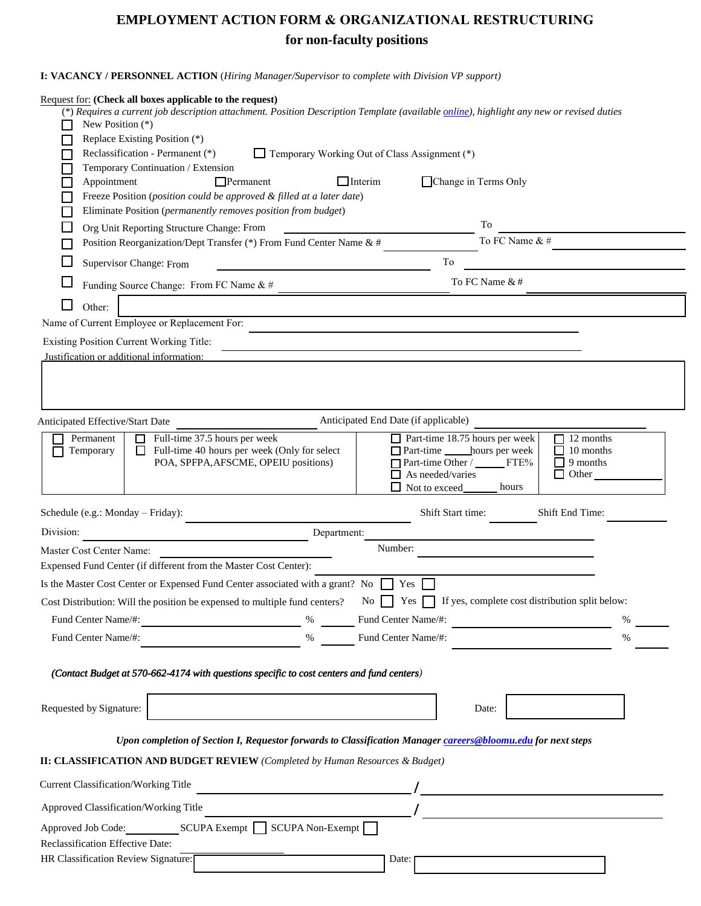# EMPLOYMENT ACTION FORM & ORGANIZATIONAL RESTRUCTURING

## for non-faculty positions

**I: VACANCY / PERSONNEL ACTION** (*Hiring Manager/Supervisor to complete with Division VP support*)

Request for: **(Check all boxes applicable to the request)**

(*) *Requires a current job description attachment. Position Description Template (available online), highlight any new or revised duties*

- ☐ New Position (*)
- ☐ Replace Existing Position (*)
- ☐ Reclassification - Permanent (*)  ☐ Temporary Working Out of Class Assignment (*)
- ☐ Temporary Continuation / Extension
- ☐ Appointment  ☐ Permanent  ☐ Interim  ☐ Change in Terms Only
- ☐ Freeze Position (*position could be approved & filled at a later date*)
- ☐ Eliminate Position (*permanently removes position from budget*)
- ☐ Org Unit Reporting Structure Change: From ______________________ To ______________________
- ☐ Position Reorganization/Dept Transfer (*) From Fund Center Name & # ______________ To FC Name & # ______________
- ☐ Supervisor Change: From ______________________ To ______________________
- ☐ Funding Source Change: From FC Name & # ______________________ To FC Name & # ______________________
- ☐ Other: ______________________

Name of Current Employee or Replacement For: ______________________

Existing Position Current Working Title: ______________________

Justification or additional information:

______________________

Anticipated Effective/Start Date ______________ Anticipated End Date (if applicable) ______________

| | | | |
|---|---|---|---|
| ☐ Permanent<br>☐ Temporary | ☐ Full-time 37.5 hours per week<br>☐ Full-time 40 hours per week (Only for select POA, SPFPA,AFSCME, OPEIU positions) | ☐ Part-time 18.75 hours per week<br>☐ Part-time _____hours per week<br>☐ Part-time Other / _____ FTE%<br>☐ As needed/varies<br>☐ Not to exceed_______ hours | ☐ 12 months<br>☐ 10 months<br>☐ 9 months<br>☐ Other ________ |

Schedule (e.g.: Monday – Friday): ______________ Shift Start time: ________ Shift End Time: ________

Division: ______________________ Department: ______________________

Master Cost Center Name: ______________________ Number: ______________________

Expensed Fund Center (if different from the Master Cost Center): ______________________

Is the Master Cost Center or Expensed Fund Center associated with a grant? No ☐ Yes ☐

Cost Distribution: Will the position be expensed to multiple fund centers? No ☐ Yes ☐ If yes, complete cost distribution split below:

Fund Center Name/#: ______________ % ______ Fund Center Name/#: ______________ % ______

Fund Center Name/#: ______________ % ______ Fund Center Name/#: ______________ % ______

*(Contact Budget at 570-662-4174 with questions specific to cost centers and fund centers)*

Requested by Signature: ______________________ Date: ______________

***Upon completion of Section I, Requestor forwards to Classification Manager careers@bloomu.edu for next steps***

**II: CLASSIFICATION AND BUDGET REVIEW** (*Completed by Human Resources & Budget*)

Current Classification/Working Title ______________________ / ______________________

Approved Classification/Working Title ______________________ / ______________________

Approved Job Code:__________ SCUPA Exempt ☐ SCUPA Non-Exempt ☐

Reclassification Effective Date: ______________

HR Classification Review Signature: ______________________ Date: ______________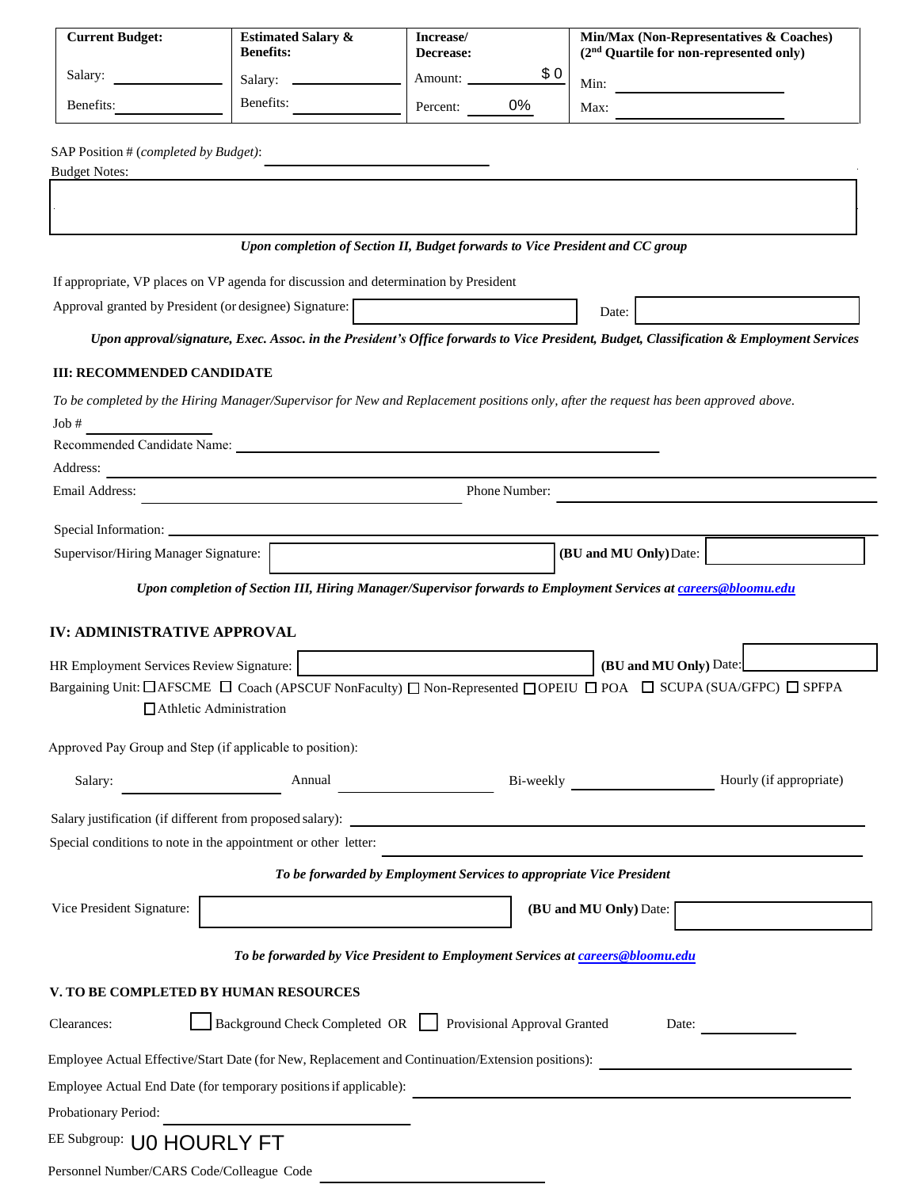| **Current Budget:** | **Estimated Salary & Benefits:** | **Increase/ Decrease:** | **Min/Max (Non-Representatives & Coaches) (2nd Quartle for non-represented only)** |
|---|---|---|---|
| Salary: ______ | Salary: ______ | Amount: $ 0 | Min: ______ |
| Benefits: ______ | Benefits: ______ | Percent: 0% | Max: ______ |

SAP Position # (*completed by Budget*): ______

Budget Notes:

| |
|---|
| |

***Upon completion of Section II, Budget forwards to Vice President and CC group***

If appropriate, VP places on VP agenda for discussion and determination by President

Approval granted by President (or designee) Signature: ______ Date: ______

***Upon approval/signature, Exec. Assoc. in the President's Office forwards to Vice President, Budget, Classification & Employment Services***

## III: RECOMMENDED CANDIDATE

*To be completed by the Hiring Manager/Supervisor for New and Replacement positions only, after the request has been approved above.*

Job # ______

Recommended Candidate Name: ______

Address: ______

Email Address: ______ Phone Number: ______

Special Information: ______

Supervisor/Hiring Manager Signature: ______ **(BU and MU Only)** Date: ______

***Upon completion of Section III, Hiring Manager/Supervisor forwards to Employment Services at careers@bloomu.edu***

## IV: ADMINISTRATIVE APPROVAL

HR Employment Services Review Signature: ______ **(BU and MU Only)** Date: ______

Bargaining Unit: ☐ AFSCME ☐ Coach (APSCUF NonFaculty) ☐ Non-Represented ☐ OPEIU ☐ POA ☐ SCUPA (SUA/GFPC) ☐ SPFPA ☐ Athletic Administration

Approved Pay Group and Step (if applicable to position):

Salary: ______ Annual ______ Bi-weekly ______ Hourly (if appropriate)

Salary justification (if different from proposed salary): ______

Special conditions to note in the appointment or other letter: ______

***To be forwarded by Employment Services to appropriate Vice President***

Vice President Signature: ______ **(BU and MU Only)** Date: ______

***To be forwarded by Vice President to Employment Services at careers@bloomu.edu***

## V. TO BE COMPLETED BY HUMAN RESOURCES

Clearances: ☐ Background Check Completed OR ☐ Provisional Approval Granted Date: ______

Employee Actual Effective/Start Date (for New, Replacement and Continuation/Extension positions): ______

Employee Actual End Date (for temporary positions if applicable): ______

Probationary Period: ______

EE Subgroup: U0 HOURLY FT

Personnel Number/CARS Code/Colleague Code ______